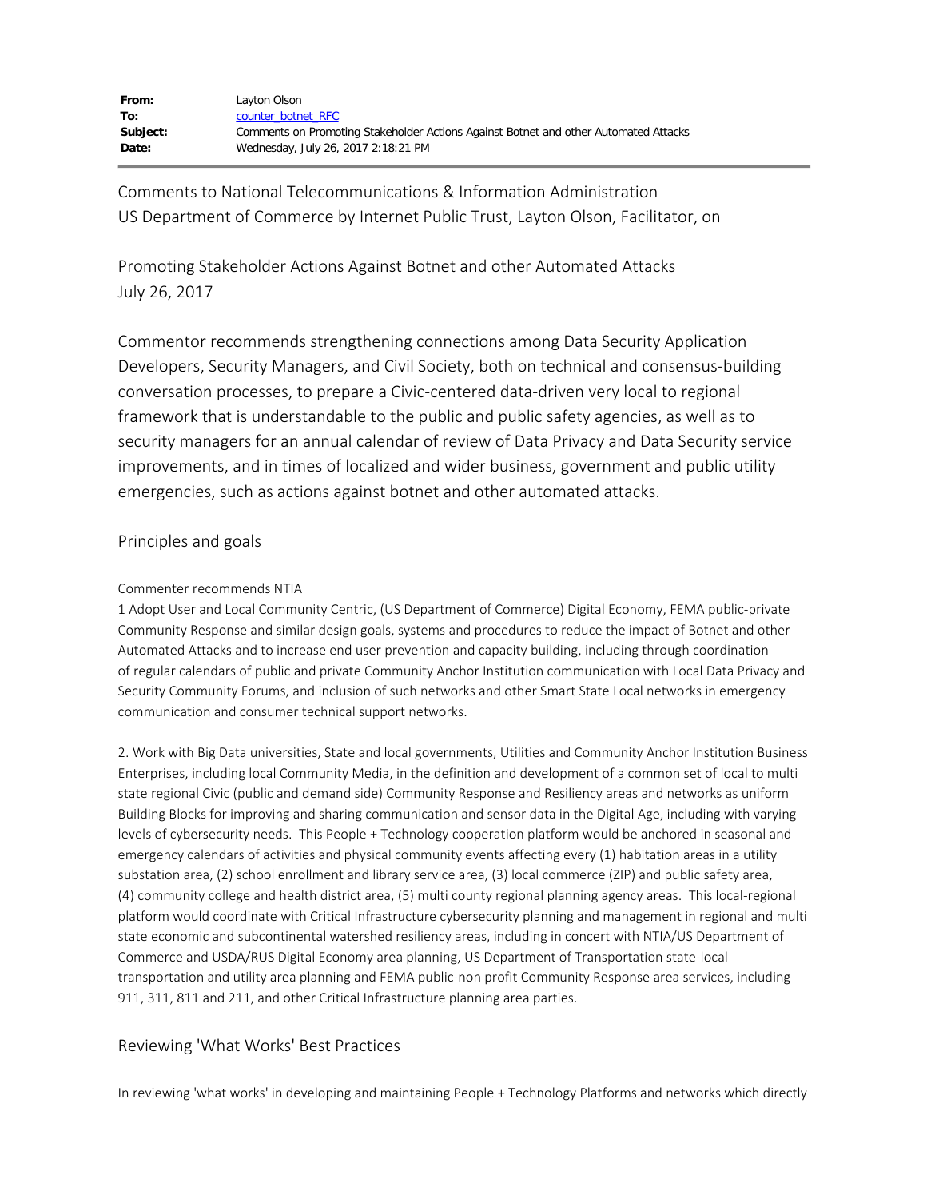| | |
|---|---|
| **From:** | Layton Olson |
| **To:** | counter_botnet_RFC |
| **Subject:** | Comments on Promoting Stakeholder Actions Against Botnet and other Automated Attacks |
| **Date:** | Wednesday, July 26, 2017 2:18:21 PM |

Comments to National Telecommunications & Information Administration
US Department of Commerce by Internet Public Trust, Layton Olson, Facilitator, on

Promoting Stakeholder Actions Against Botnet and other Automated Attacks
July 26, 2017

Commentor recommends strengthening connections among Data Security Application Developers, Security Managers, and Civil Society, both on technical and consensus-building conversation processes, to prepare a Civic-centered data-driven very local to regional framework that is understandable to the public and public safety agencies, as well as to security managers for an annual calendar of review of Data Privacy and Data Security service improvements, and in times of localized and wider business, government and public utility emergencies, such as actions against botnet and other automated attacks.

## Principles and goals

Commenter recommends NTIA

1 Adopt User and Local Community Centric, (US Department of Commerce) Digital Economy, FEMA public-private Community Response and similar design goals, systems and procedures to reduce the impact of Botnet and other Automated Attacks and to increase end user prevention and capacity building, including through coordination of regular calendars of public and private Community Anchor Institution communication with Local Data Privacy and Security Community Forums, and inclusion of such networks and other Smart State Local networks in emergency communication and consumer technical support networks.

2. Work with Big Data universities, State and local governments, Utilities and Community Anchor Institution Business Enterprises, including local Community Media, in the definition and development of a common set of local to multi state regional Civic (public and demand side) Community Response and Resiliency areas and networks as uniform Building Blocks for improving and sharing communication and sensor data in the Digital Age, including with varying levels of cybersecurity needs. This People + Technology cooperation platform would be anchored in seasonal and emergency calendars of activities and physical community events affecting every (1) habitation areas in a utility substation area, (2) school enrollment and library service area, (3) local commerce (ZIP) and public safety area, (4) community college and health district area, (5) multi county regional planning agency areas. This local-regional platform would coordinate with Critical Infrastructure cybersecurity planning and management in regional and multi state economic and subcontinental watershed resiliency areas, including in concert with NTIA/US Department of Commerce and USDA/RUS Digital Economy area planning, US Department of Transportation state-local transportation and utility area planning and FEMA public-non profit Community Response area services, including 911, 311, 811 and 211, and other Critical Infrastructure planning area parties.

## Reviewing 'What Works' Best Practices

In reviewing 'what works' in developing and maintaining People + Technology Platforms and networks which directly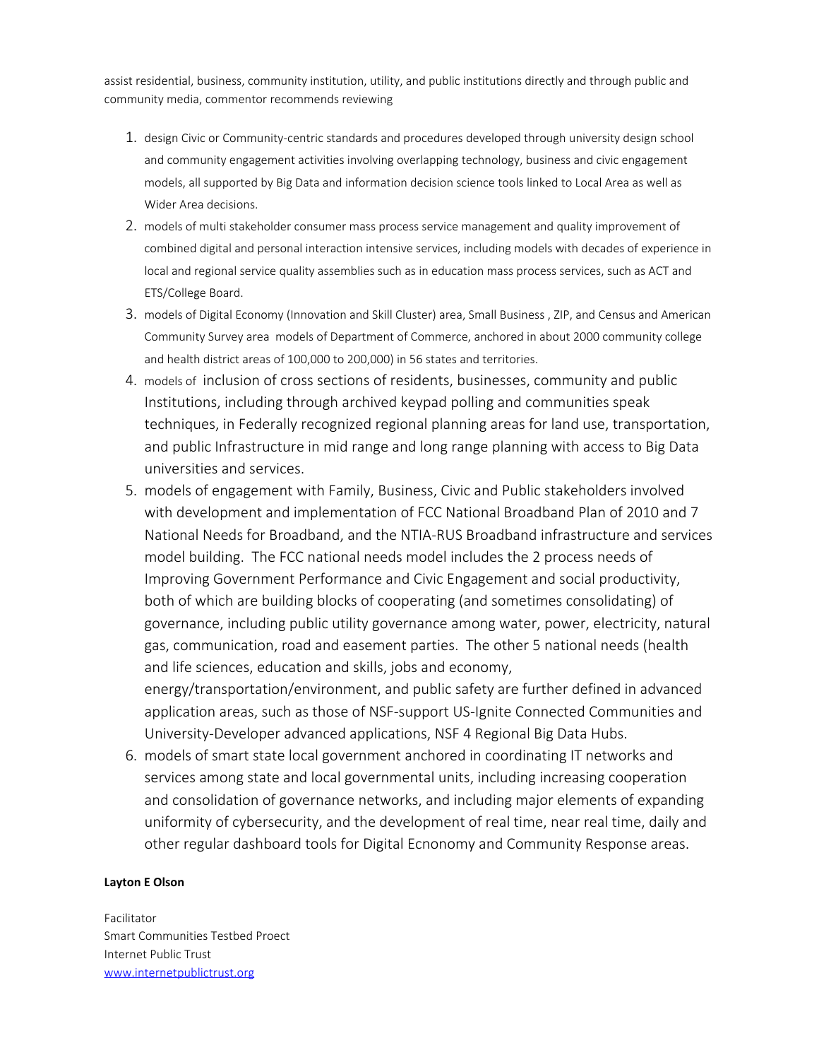assist residential, business, community institution, utility, and public institutions directly and through public and community media, commentor recommends reviewing

1. design Civic or Community-centric standards and procedures developed through university design school and community engagement activities involving overlapping technology, business and civic engagement models, all supported by Big Data and information decision science tools linked to Local Area as well as Wider Area decisions.
2. models of multi stakeholder consumer mass process service management and quality improvement of combined digital and personal interaction intensive services, including models with decades of experience in local and regional service quality assemblies such as in education mass process services, such as ACT and ETS/College Board.
3. models of Digital Economy (Innovation and Skill Cluster) area, Small Business , ZIP, and Census and American Community Survey area models of Department of Commerce, anchored in about 2000 community college and health district areas of 100,000 to 200,000) in 56 states and territories.
4. models of inclusion of cross sections of residents, businesses, community and public Institutions, including through archived keypad polling and communities speak techniques, in Federally recognized regional planning areas for land use, transportation, and public Infrastructure in mid range and long range planning with access to Big Data universities and services.
5. models of engagement with Family, Business, Civic and Public stakeholders involved with development and implementation of FCC National Broadband Plan of 2010 and 7 National Needs for Broadband, and the NTIA-RUS Broadband infrastructure and services model building. The FCC national needs model includes the 2 process needs of Improving Government Performance and Civic Engagement and social productivity, both of which are building blocks of cooperating (and sometimes consolidating) of governance, including public utility governance among water, power, electricity, natural gas, communication, road and easement parties. The other 5 national needs (health and life sciences, education and skills, jobs and economy, energy/transportation/environment, and public safety are further defined in advanced application areas, such as those of NSF-support US-Ignite Connected Communities and University-Developer advanced applications, NSF 4 Regional Big Data Hubs.
6. models of smart state local government anchored in coordinating IT networks and services among state and local governmental units, including increasing cooperation and consolidation of governance networks, and including major elements of expanding uniformity of cybersecurity, and the development of real time, near real time, daily and other regular dashboard tools for Digital Ecnonomy and Community Response areas.

**Layton E Olson**

Facilitator
Smart Communities Testbed Proect
Internet Public Trust
[www.internetpublictrust.org](http://www.internetpublictrust.org)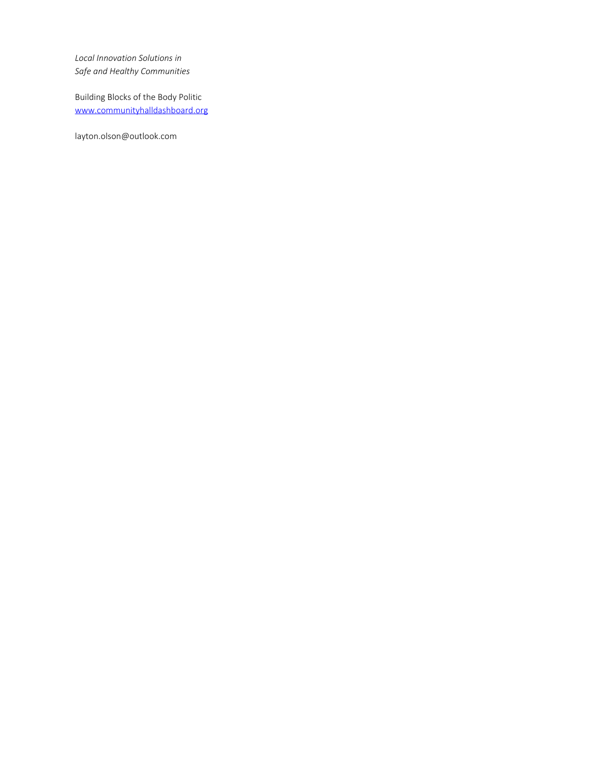*Local Innovation Solutions in*
*Safe and Healthy Communities*

Building Blocks of the Body Politic
[www.communityhalldashboard.org](http://www.communityhalldashboard.org)

layton.olson@outlook.com